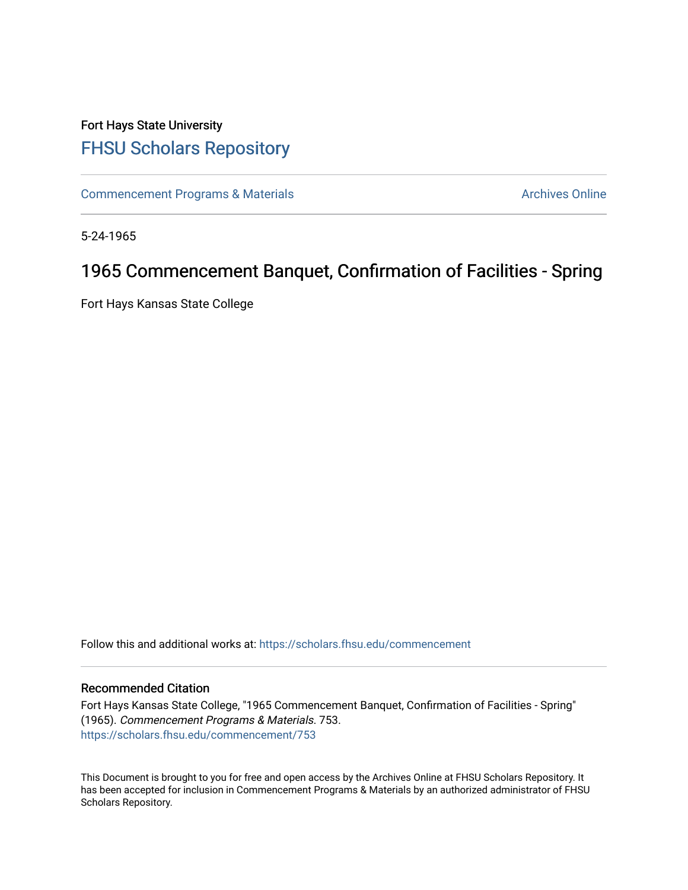Fort Hays State University

# FHSU Scholars Repository

Commencement Programs & Materials

Archives Online

5-24-1965

## 1965 Commencement Banquet, Confirmation of Facilities - Spring

Fort Hays Kansas State College

Follow this and additional works at: https://scholars.fhsu.edu/commencement

### Recommended Citation

Fort Hays Kansas State College, "1965 Commencement Banquet, Confirmation of Facilities - Spring" (1965). *Commencement Programs & Materials*. 753.
https://scholars.fhsu.edu/commencement/753

This Document is brought to you for free and open access by the Archives Online at FHSU Scholars Repository. It has been accepted for inclusion in Commencement Programs & Materials by an authorized administrator of FHSU Scholars Repository.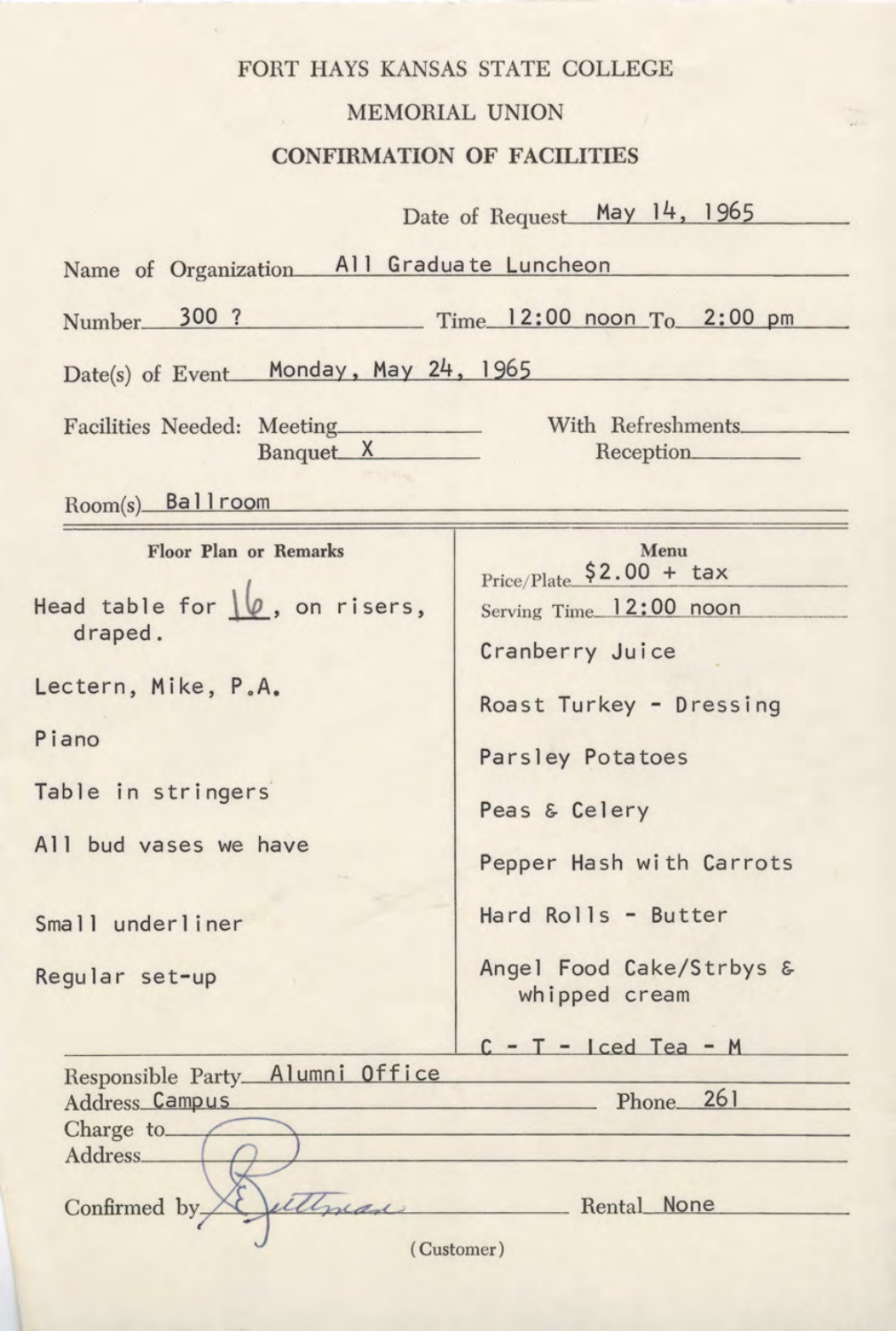# FORT HAYS KANSAS STATE COLLEGE

## MEMORIAL UNION

### CONFIRMATION OF FACILITIES

Date of Request: May 14, 1965

Name of Organization: All Graduate Luncheon

Number: 300 ? Time: 12:00 noon To: 2:00 pm

Date(s) of Event: Monday, May 24, 1965

Facilities Needed: Meeting\_\_\_\_ With Refreshments\_\_\_\_
Banquet: X Reception\_\_\_\_

Room(s): Ballroom

| Floor Plan or Remarks | Menu |
|---|---|
| Head table for 16, on risers, draped. | Price/Plate: $2.00 + tax |
| | Serving Time: 12:00 noon |
| Lectern, Mike, P.A. | Cranberry Juice |
| Piano | Roast Turkey - Dressing |
| Table in stringers | Parsley Potatoes |
| All bud vases we have | Peas & Celery |
| Small underliner | Pepper Hash with Carrots |
| Regular set-up | Hard Rolls - Butter |
| | Angel Food Cake/Strbys & whipped cream |
| | C - T - Iced Tea - M |

Responsible Party: Alumni Office

Address: Campus Phone: 261

Charge to:

Address:

Confirmed by: E. Pittman Rental: None

(Customer)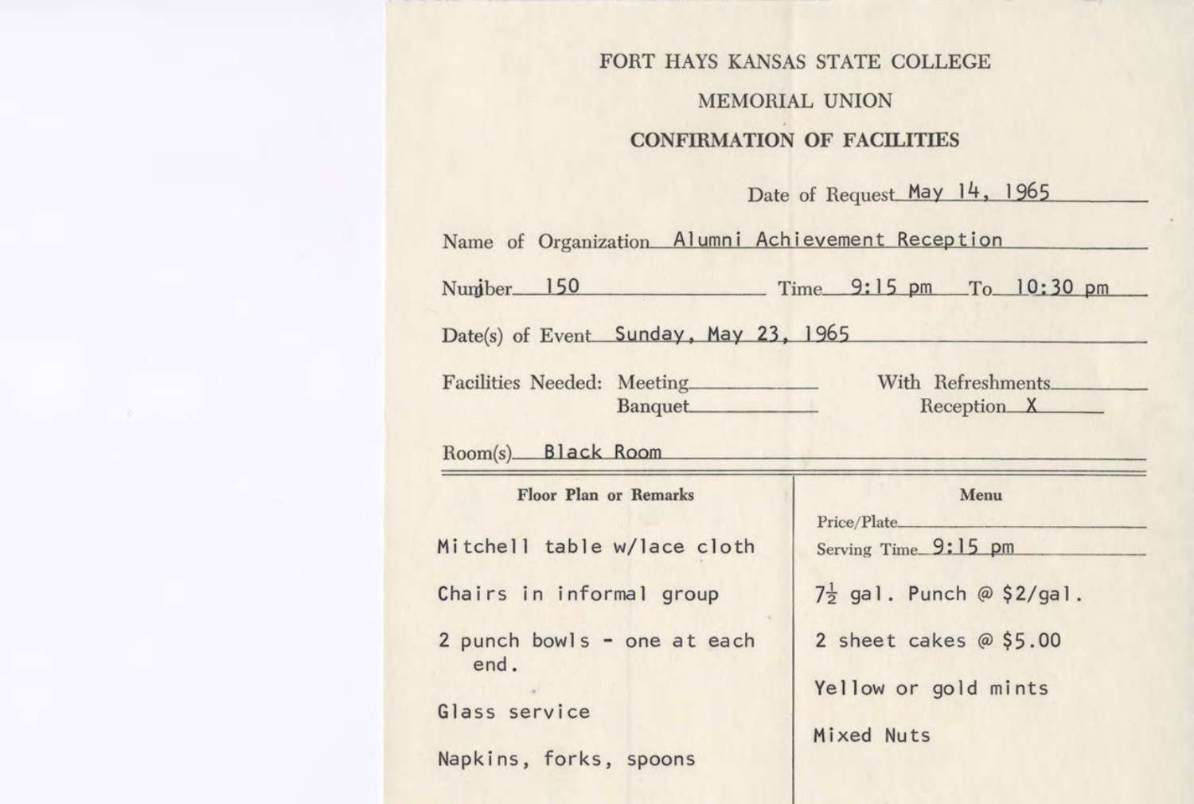FORT HAYS KANSAS STATE COLLEGE

MEMORIAL UNION

**CONFIRMATION OF FACILITIES**

Date of Request May 14, 1965

Name of Organization Alumni Achievement Reception

Number 150 Time 9:15 pm To 10:30 pm

Date(s) of Event Sunday, May 23, 1965

Facilities Needed: Meeting ____ Banquet ____ With Refreshments ____ Reception X

Room(s) Black Room

| Floor Plan or Remarks | Menu |
|---|---|
| | Price/Plate |
| Mitchell table w/lace cloth | Serving Time 9:15 pm |
| Chairs in informal group | 7½ gal. Punch @ $2/gal. |
| 2 punch bowls - one at each end. | 2 sheet cakes @ $5.00 |
| Glass service | Yellow or gold mints |
| Napkins, forks, spoons | Mixed Nuts |